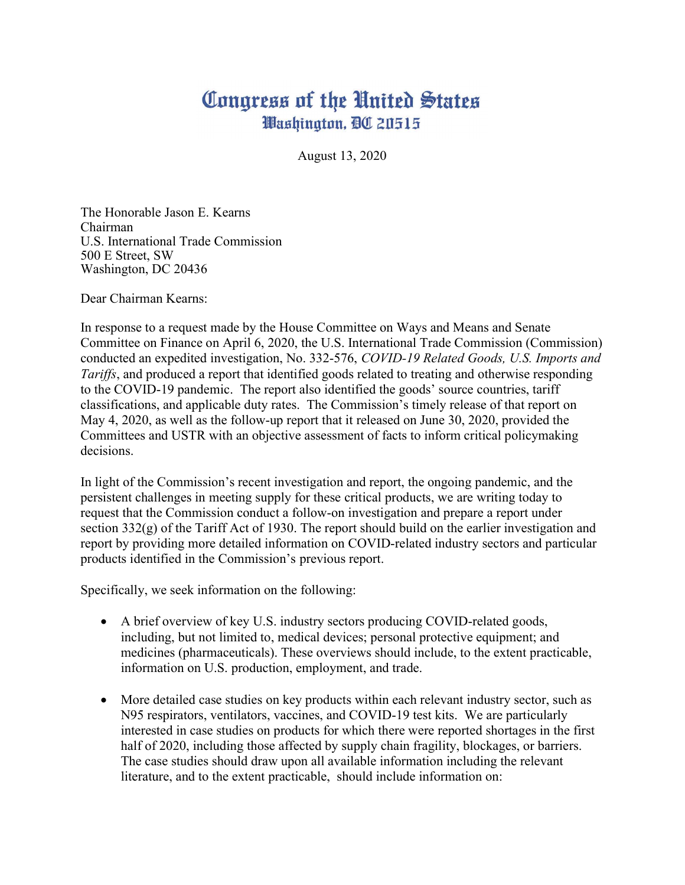# Congress of the United States
## Washington, DC 20515

August 13, 2020

The Honorable Jason E. Kearns  
Chairman  
U.S. International Trade Commission  
500 E Street, SW  
Washington, DC 20436

Dear Chairman Kearns:

In response to a request made by the House Committee on Ways and Means and Senate Committee on Finance on April 6, 2020, the U.S. International Trade Commission (Commission) conducted an expedited investigation, No. 332-576, *COVID-19 Related Goods, U.S. Imports and Tariffs*, and produced a report that identified goods related to treating and otherwise responding to the COVID-19 pandemic. The report also identified the goods' source countries, tariff classifications, and applicable duty rates. The Commission's timely release of that report on May 4, 2020, as well as the follow-up report that it released on June 30, 2020, provided the Committees and USTR with an objective assessment of facts to inform critical policymaking decisions.

In light of the Commission's recent investigation and report, the ongoing pandemic, and the persistent challenges in meeting supply for these critical products, we are writing today to request that the Commission conduct a follow-on investigation and prepare a report under section 332(g) of the Tariff Act of 1930. The report should build on the earlier investigation and report by providing more detailed information on COVID-related industry sectors and particular products identified in the Commission's previous report.

Specifically, we seek information on the following:

- A brief overview of key U.S. industry sectors producing COVID-related goods, including, but not limited to, medical devices; personal protective equipment; and medicines (pharmaceuticals). These overviews should include, to the extent practicable, information on U.S. production, employment, and trade.

- More detailed case studies on key products within each relevant industry sector, such as N95 respirators, ventilators, vaccines, and COVID-19 test kits. We are particularly interested in case studies on products for which there were reported shortages in the first half of 2020, including those affected by supply chain fragility, blockages, or barriers. The case studies should draw upon all available information including the relevant literature, and to the extent practicable, should include information on: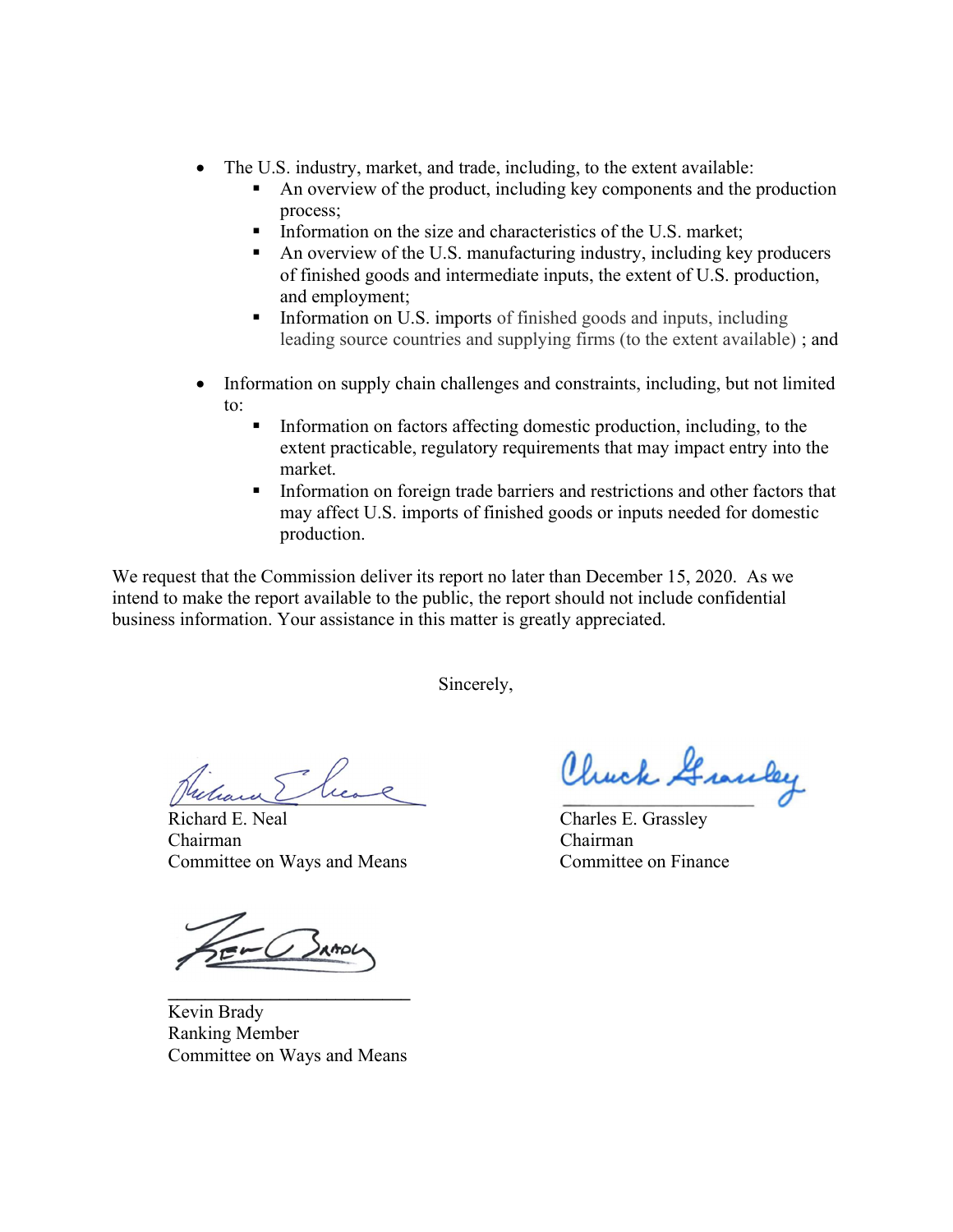- The U.S. industry, market, and trade, including, to the extent available:
  - An overview of the product, including key components and the production process;
  - Information on the size and characteristics of the U.S. market;
  - An overview of the U.S. manufacturing industry, including key producers of finished goods and intermediate inputs, the extent of U.S. production, and employment;
  - Information on U.S. imports of finished goods and inputs, including leading source countries and supplying firms (to the extent available) ; and

- Information on supply chain challenges and constraints, including, but not limited to:
  - Information on factors affecting domestic production, including, to the extent practicable, regulatory requirements that may impact entry into the market.
  - Information on foreign trade barriers and restrictions and other factors that may affect U.S. imports of finished goods or inputs needed for domestic production.

We request that the Commission deliver its report no later than December 15, 2020. As we intend to make the report available to the public, the report should not include confidential business information. Your assistance in this matter is greatly appreciated.

Sincerely,

Richard E. Neal
Chairman
Committee on Ways and Means

Charles E. Grassley
Chairman
Committee on Finance

Kevin Brady
Ranking Member
Committee on Ways and Means